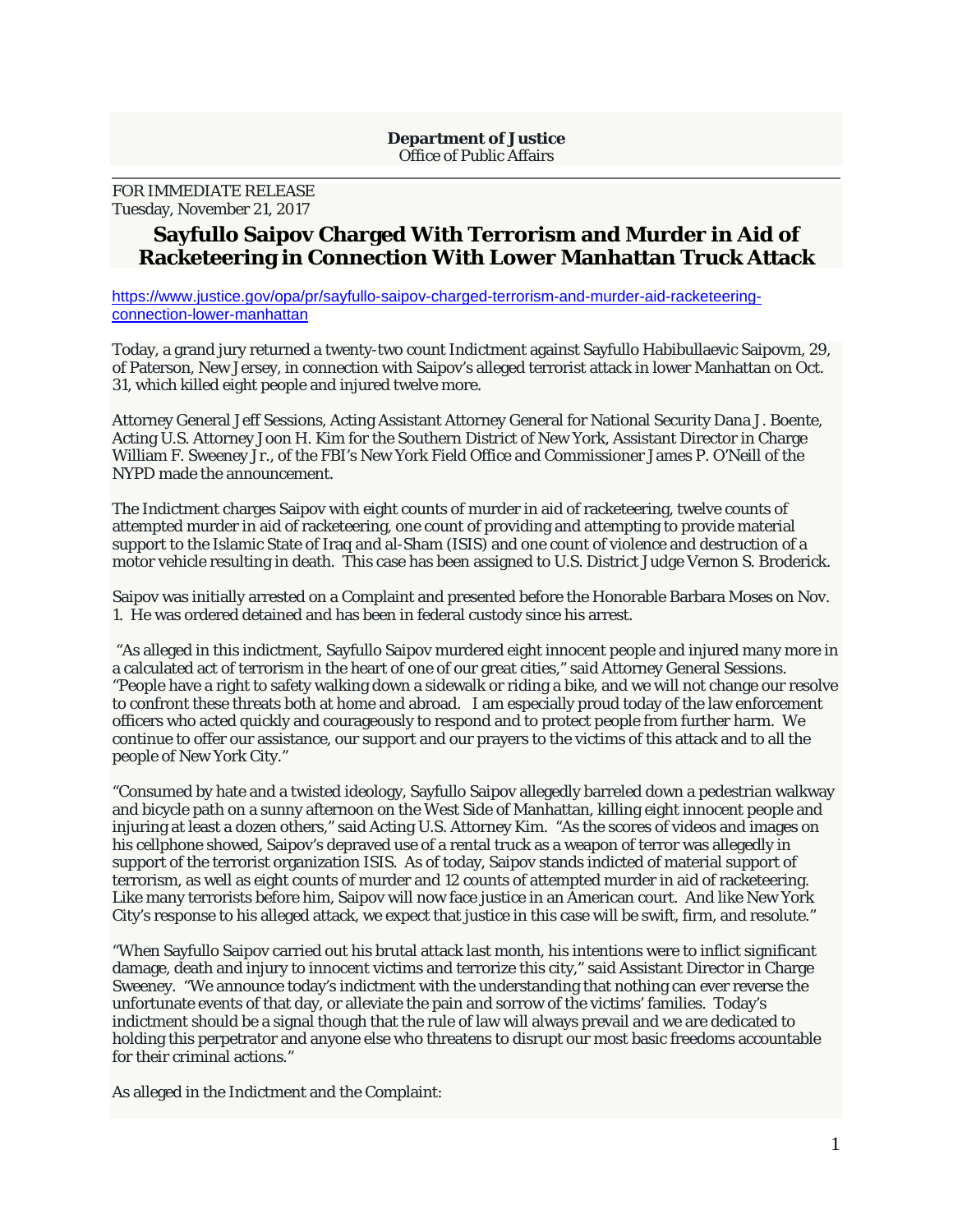**Department of Justice**
Office of Public Affairs

FOR IMMEDIATE RELEASE
Tuesday, November 21, 2017

# Sayfullo Saipov Charged With Terrorism and Murder in Aid of Racketeering in Connection With Lower Manhattan Truck Attack

https://www.justice.gov/opa/pr/sayfullo-saipov-charged-terrorism-and-murder-aid-racketeering-connection-lower-manhattan

Today, a grand jury returned a twenty-two count Indictment against Sayfullo Habibullaevic Saipovm, 29, of Paterson, New Jersey, in connection with Saipov's alleged terrorist attack in lower Manhattan on Oct. 31, which killed eight people and injured twelve more.

Attorney General Jeff Sessions, Acting Assistant Attorney General for National Security Dana J. Boente, Acting U.S. Attorney Joon H. Kim for the Southern District of New York, Assistant Director in Charge William F. Sweeney Jr., of the FBI's New York Field Office and Commissioner James P. O'Neill of the NYPD made the announcement.

The Indictment charges Saipov with eight counts of murder in aid of racketeering, twelve counts of attempted murder in aid of racketeering, one count of providing and attempting to provide material support to the Islamic State of Iraq and al-Sham (ISIS) and one count of violence and destruction of a motor vehicle resulting in death. This case has been assigned to U.S. District Judge Vernon S. Broderick.

Saipov was initially arrested on a Complaint and presented before the Honorable Barbara Moses on Nov. 1. He was ordered detained and has been in federal custody since his arrest.

"As alleged in this indictment, Sayfullo Saipov murdered eight innocent people and injured many more in a calculated act of terrorism in the heart of one of our great cities," said Attorney General Sessions. "People have a right to safety walking down a sidewalk or riding a bike, and we will not change our resolve to confront these threats both at home and abroad. I am especially proud today of the law enforcement officers who acted quickly and courageously to respond and to protect people from further harm. We continue to offer our assistance, our support and our prayers to the victims of this attack and to all the people of New York City."

"Consumed by hate and a twisted ideology, Sayfullo Saipov allegedly barreled down a pedestrian walkway and bicycle path on a sunny afternoon on the West Side of Manhattan, killing eight innocent people and injuring at least a dozen others," said Acting U.S. Attorney Kim. "As the scores of videos and images on his cellphone showed, Saipov's depraved use of a rental truck as a weapon of terror was allegedly in support of the terrorist organization ISIS. As of today, Saipov stands indicted of material support of terrorism, as well as eight counts of murder and 12 counts of attempted murder in aid of racketeering. Like many terrorists before him, Saipov will now face justice in an American court. And like New York City's response to his alleged attack, we expect that justice in this case will be swift, firm, and resolute."

"When Sayfullo Saipov carried out his brutal attack last month, his intentions were to inflict significant damage, death and injury to innocent victims and terrorize this city," said Assistant Director in Charge Sweeney. "We announce today's indictment with the understanding that nothing can ever reverse the unfortunate events of that day, or alleviate the pain and sorrow of the victims' families. Today's indictment should be a signal though that the rule of law will always prevail and we are dedicated to holding this perpetrator and anyone else who threatens to disrupt our most basic freedoms accountable for their criminal actions."

As alleged in the Indictment and the Complaint: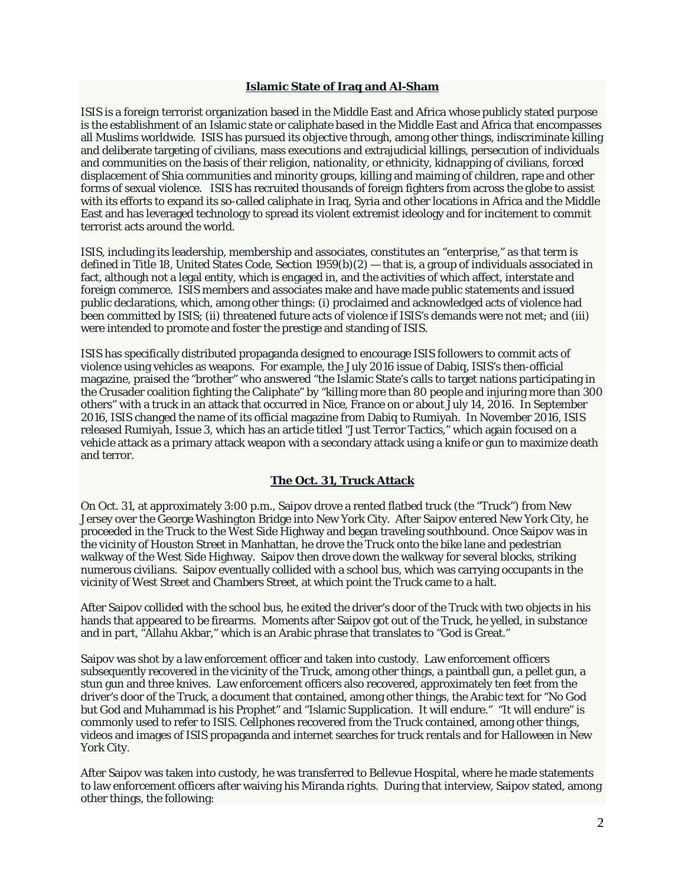## Islamic State of Iraq and Al-Sham

ISIS is a foreign terrorist organization based in the Middle East and Africa whose publicly stated purpose is the establishment of an Islamic state or caliphate based in the Middle East and Africa that encompasses all Muslims worldwide. ISIS has pursued its objective through, among other things, indiscriminate killing and deliberate targeting of civilians, mass executions and extrajudicial killings, persecution of individuals and communities on the basis of their religion, nationality, or ethnicity, kidnapping of civilians, forced displacement of Shia communities and minority groups, killing and maiming of children, rape and other forms of sexual violence. ISIS has recruited thousands of foreign fighters from across the globe to assist with its efforts to expand its so-called caliphate in Iraq, Syria and other locations in Africa and the Middle East and has leveraged technology to spread its violent extremist ideology and for incitement to commit terrorist acts around the world.

ISIS, including its leadership, membership and associates, constitutes an "enterprise," as that term is defined in Title 18, United States Code, Section 1959(b)(2) — that is, a group of individuals associated in fact, although not a legal entity, which is engaged in, and the activities of which affect, interstate and foreign commerce. ISIS members and associates make and have made public statements and issued public declarations, which, among other things: (i) proclaimed and acknowledged acts of violence had been committed by ISIS; (ii) threatened future acts of violence if ISIS's demands were not met; and (iii) were intended to promote and foster the prestige and standing of ISIS.

ISIS has specifically distributed propaganda designed to encourage ISIS followers to commit acts of violence using vehicles as weapons. For example, the July 2016 issue of Dabiq, ISIS's then-official magazine, praised the "brother" who answered "the Islamic State's calls to target nations participating in the Crusader coalition fighting the Caliphate" by "killing more than 80 people and injuring more than 300 others" with a truck in an attack that occurred in Nice, France on or about July 14, 2016. In September 2016, ISIS changed the name of its official magazine from Dabiq to Rumiyah. In November 2016, ISIS released Rumiyah, Issue 3, which has an article titled "Just Terror Tactics," which again focused on a vehicle attack as a primary attack weapon with a secondary attack using a knife or gun to maximize death and terror.

## The Oct. 31, Truck Attack

On Oct. 31, at approximately 3:00 p.m., Saipov drove a rented flatbed truck (the "Truck") from New Jersey over the George Washington Bridge into New York City. After Saipov entered New York City, he proceeded in the Truck to the West Side Highway and began traveling southbound. Once Saipov was in the vicinity of Houston Street in Manhattan, he drove the Truck onto the bike lane and pedestrian walkway of the West Side Highway. Saipov then drove down the walkway for several blocks, striking numerous civilians. Saipov eventually collided with a school bus, which was carrying occupants in the vicinity of West Street and Chambers Street, at which point the Truck came to a halt.

After Saipov collided with the school bus, he exited the driver's door of the Truck with two objects in his hands that appeared to be firearms. Moments after Saipov got out of the Truck, he yelled, in substance and in part, "Allahu Akbar," which is an Arabic phrase that translates to "God is Great."

Saipov was shot by a law enforcement officer and taken into custody. Law enforcement officers subsequently recovered in the vicinity of the Truck, among other things, a paintball gun, a pellet gun, a stun gun and three knives. Law enforcement officers also recovered, approximately ten feet from the driver's door of the Truck, a document that contained, among other things, the Arabic text for "No God but God and Muhammad is his Prophet" and "Islamic Supplication. It will endure." "It will endure" is commonly used to refer to ISIS. Cellphones recovered from the Truck contained, among other things, videos and images of ISIS propaganda and internet searches for truck rentals and for Halloween in New York City.

After Saipov was taken into custody, he was transferred to Bellevue Hospital, where he made statements to law enforcement officers after waiving his Miranda rights. During that interview, Saipov stated, among other things, the following: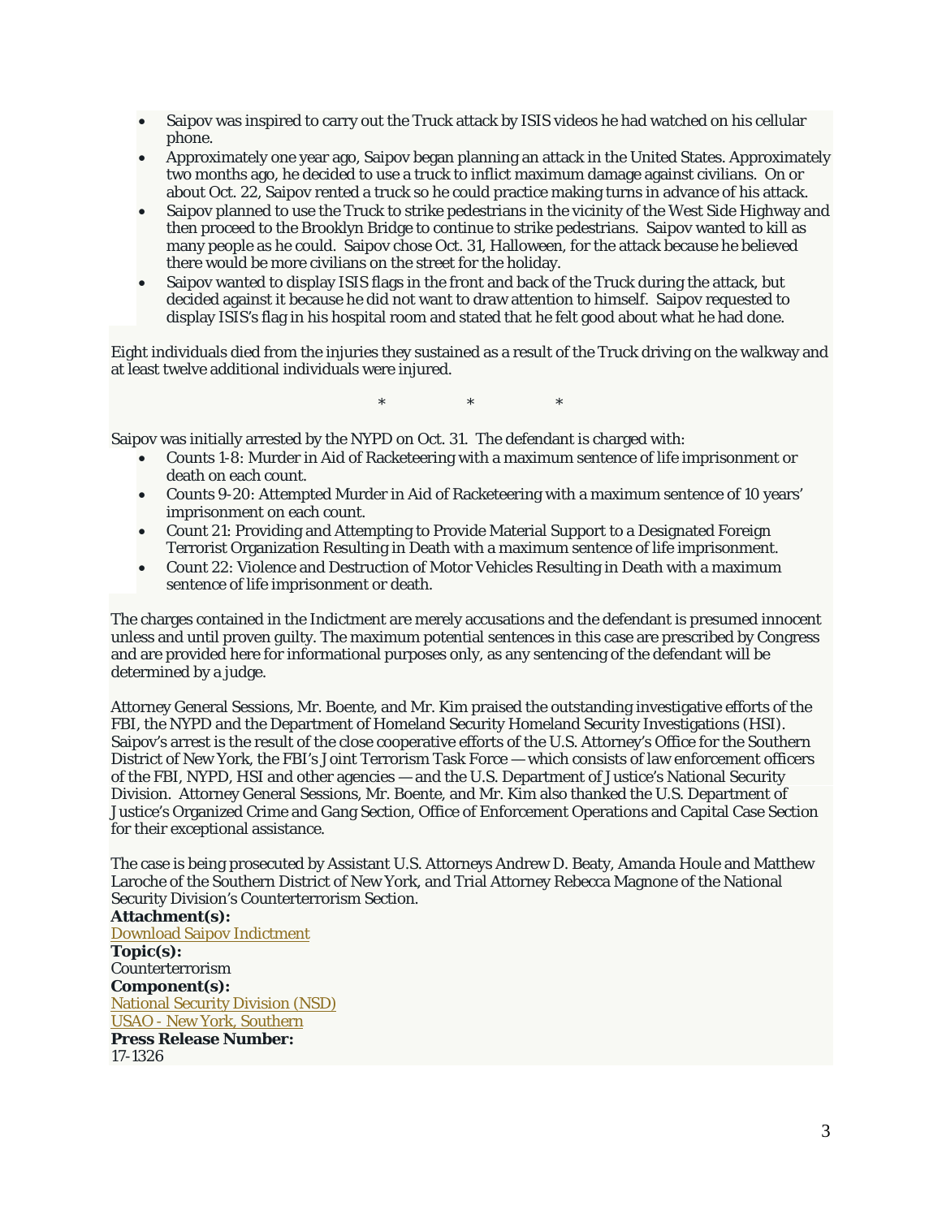- Saipov was inspired to carry out the Truck attack by ISIS videos he had watched on his cellular phone.
- Approximately one year ago, Saipov began planning an attack in the United States. Approximately two months ago, he decided to use a truck to inflict maximum damage against civilians. On or about Oct. 22, Saipov rented a truck so he could practice making turns in advance of his attack.
- Saipov planned to use the Truck to strike pedestrians in the vicinity of the West Side Highway and then proceed to the Brooklyn Bridge to continue to strike pedestrians. Saipov wanted to kill as many people as he could. Saipov chose Oct. 31, Halloween, for the attack because he believed there would be more civilians on the street for the holiday.
- Saipov wanted to display ISIS flags in the front and back of the Truck during the attack, but decided against it because he did not want to draw attention to himself. Saipov requested to display ISIS's flag in his hospital room and stated that he felt good about what he had done.

Eight individuals died from the injuries they sustained as a result of the Truck driving on the walkway and at least twelve additional individuals were injured.

\*                    \*                    \*

Saipov was initially arrested by the NYPD on Oct. 31. The defendant is charged with:

- Counts 1-8: Murder in Aid of Racketeering with a maximum sentence of life imprisonment or death on each count.
- Counts 9-20: Attempted Murder in Aid of Racketeering with a maximum sentence of 10 years' imprisonment on each count.
- Count 21: Providing and Attempting to Provide Material Support to a Designated Foreign Terrorist Organization Resulting in Death with a maximum sentence of life imprisonment.
- Count 22: Violence and Destruction of Motor Vehicles Resulting in Death with a maximum sentence of life imprisonment or death.

The charges contained in the Indictment are merely accusations and the defendant is presumed innocent unless and until proven guilty. The maximum potential sentences in this case are prescribed by Congress and are provided here for informational purposes only, as any sentencing of the defendant will be determined by a judge.

Attorney General Sessions, Mr. Boente, and Mr. Kim praised the outstanding investigative efforts of the FBI, the NYPD and the Department of Homeland Security Homeland Security Investigations (HSI). Saipov's arrest is the result of the close cooperative efforts of the U.S. Attorney's Office for the Southern District of New York, the FBI's Joint Terrorism Task Force — which consists of law enforcement officers of the FBI, NYPD, HSI and other agencies — and the U.S. Department of Justice's National Security Division. Attorney General Sessions, Mr. Boente, and Mr. Kim also thanked the U.S. Department of Justice's Organized Crime and Gang Section, Office of Enforcement Operations and Capital Case Section for their exceptional assistance.

The case is being prosecuted by Assistant U.S. Attorneys Andrew D. Beaty, Amanda Houle and Matthew Laroche of the Southern District of New York, and Trial Attorney Rebecca Magnone of the National Security Division's Counterterrorism Section.

**Attachment(s):**
Download Saipov Indictment
**Topic(s):**
Counterterrorism
**Component(s):**
National Security Division (NSD)
USAO - New York, Southern
**Press Release Number:**
17-1326